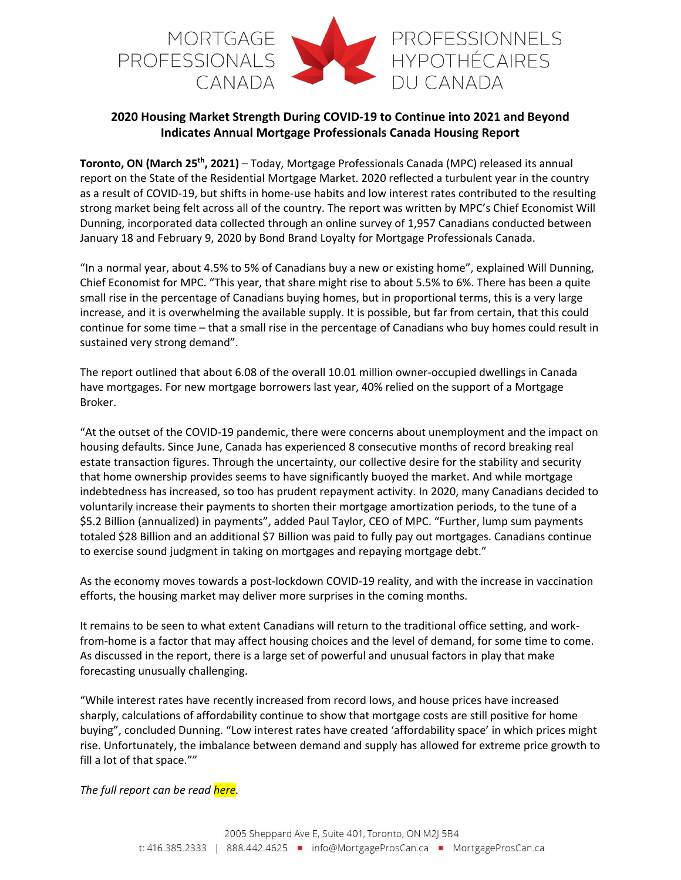MORTGAGE PROFESSIONALS CANADA

PROFESSIONNELS HYPOTHÉCAIRES DU CANADA

**2020 Housing Market Strength During COVID-19 to Continue into 2021 and Beyond Indicates Annual Mortgage Professionals Canada Housing Report**

**Toronto, ON (March 25th, 2021)** – Today, Mortgage Professionals Canada (MPC) released its annual report on the State of the Residential Mortgage Market. 2020 reflected a turbulent year in the country as a result of COVID-19, but shifts in home-use habits and low interest rates contributed to the resulting strong market being felt across all of the country. The report was written by MPC's Chief Economist Will Dunning, incorporated data collected through an online survey of 1,957 Canadians conducted between January 18 and February 9, 2020 by Bond Brand Loyalty for Mortgage Professionals Canada.

"In a normal year, about 4.5% to 5% of Canadians buy a new or existing home", explained Will Dunning, Chief Economist for MPC. "This year, that share might rise to about 5.5% to 6%. There has been a quite small rise in the percentage of Canadians buying homes, but in proportional terms, this is a very large increase, and it is overwhelming the available supply. It is possible, but far from certain, that this could continue for some time – that a small rise in the percentage of Canadians who buy homes could result in sustained very strong demand".

The report outlined that about 6.08 of the overall 10.01 million owner-occupied dwellings in Canada have mortgages. For new mortgage borrowers last year, 40% relied on the support of a Mortgage Broker.

"At the outset of the COVID-19 pandemic, there were concerns about unemployment and the impact on housing defaults. Since June, Canada has experienced 8 consecutive months of record breaking real estate transaction figures. Through the uncertainty, our collective desire for the stability and security that home ownership provides seems to have significantly buoyed the market. And while mortgage indebtedness has increased, so too has prudent repayment activity. In 2020, many Canadians decided to voluntarily increase their payments to shorten their mortgage amortization periods, to the tune of a $5.2 Billion (annualized) in payments", added Paul Taylor, CEO of MPC. "Further, lump sum payments totaled $28 Billion and an additional $7 Billion was paid to fully pay out mortgages. Canadians continue to exercise sound judgment in taking on mortgages and repaying mortgage debt."

As the economy moves towards a post-lockdown COVID-19 reality, and with the increase in vaccination efforts, the housing market may deliver more surprises in the coming months.

It remains to be seen to what extent Canadians will return to the traditional office setting, and work-from-home is a factor that may affect housing choices and the level of demand, for some time to come. As discussed in the report, there is a large set of powerful and unusual factors in play that make forecasting unusually challenging.

"While interest rates have recently increased from record lows, and house prices have increased sharply, calculations of affordability continue to show that mortgage costs are still positive for home buying", concluded Dunning. "Low interest rates have created 'affordability space' in which prices might rise. Unfortunately, the imbalance between demand and supply has allowed for extreme price growth to fill a lot of that space.""

*The full report can be read here.*

2005 Sheppard Ave E, Suite 401, Toronto, ON M2J 5B4

t: 416.385.2333 | 888.442.4625 ■ info@MortgageProsCan.ca ■ MortgageProsCan.ca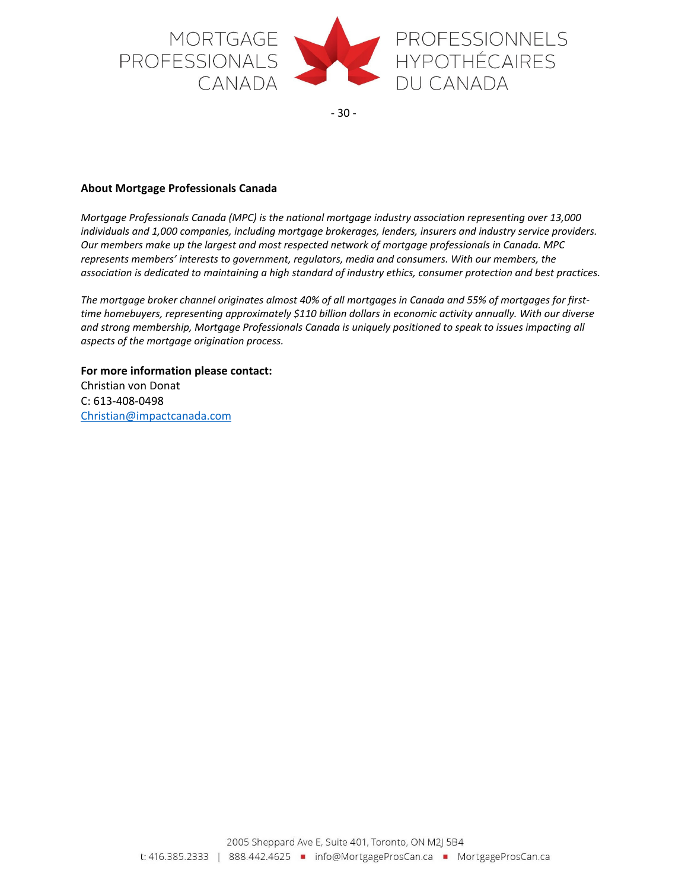- 30 -

**About Mortgage Professionals Canada**

*Mortgage Professionals Canada (MPC) is the national mortgage industry association representing over 13,000 individuals and 1,000 companies, including mortgage brokerages, lenders, insurers and industry service providers. Our members make up the largest and most respected network of mortgage professionals in Canada. MPC represents members' interests to government, regulators, media and consumers. With our members, the association is dedicated to maintaining a high standard of industry ethics, consumer protection and best practices.*

*The mortgage broker channel originates almost 40% of all mortgages in Canada and 55% of mortgages for first-time homebuyers, representing approximately $110 billion dollars in economic activity annually. With our diverse and strong membership, Mortgage Professionals Canada is uniquely positioned to speak to issues impacting all aspects of the mortgage origination process.*

**For more information please contact:**
Christian von Donat
C: 613-408-0498
Christian@impactcanada.com